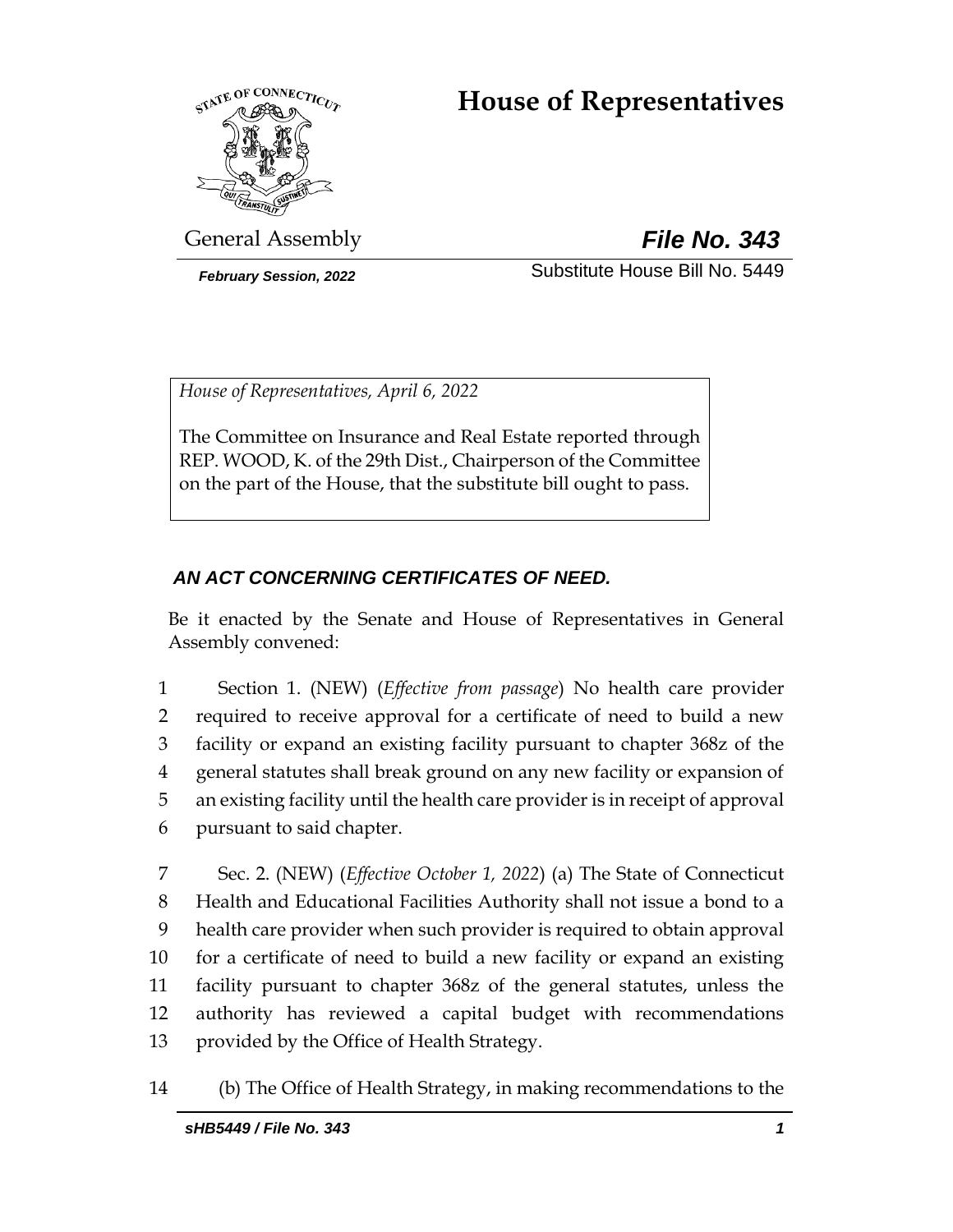# House of Representatives

General Assembly

***File No. 343***

*February Session, 2022*

Substitute House Bill No. 5449

*House of Representatives, April 6, 2022*

The Committee on Insurance and Real Estate reported through REP. WOOD, K. of the 29th Dist., Chairperson of the Committee on the part of the House, that the substitute bill ought to pass.

## *AN ACT CONCERNING CERTIFICATES OF NEED.*

Be it enacted by the Senate and House of Representatives in General Assembly convened:

1 Section 1. (NEW) (*Effective from passage*) No health care provider
2 required to receive approval for a certificate of need to build a new
3 facility or expand an existing facility pursuant to chapter 368z of the
4 general statutes shall break ground on any new facility or expansion of
5 an existing facility until the health care provider is in receipt of approval
6 pursuant to said chapter.

7 Sec. 2. (NEW) (*Effective October 1, 2022*) (a) The State of Connecticut
8 Health and Educational Facilities Authority shall not issue a bond to a
9 health care provider when such provider is required to obtain approval
10 for a certificate of need to build a new facility or expand an existing
11 facility pursuant to chapter 368z of the general statutes, unless the
12 authority has reviewed a capital budget with recommendations
13 provided by the Office of Health Strategy.

14 (b) The Office of Health Strategy, in making recommendations to the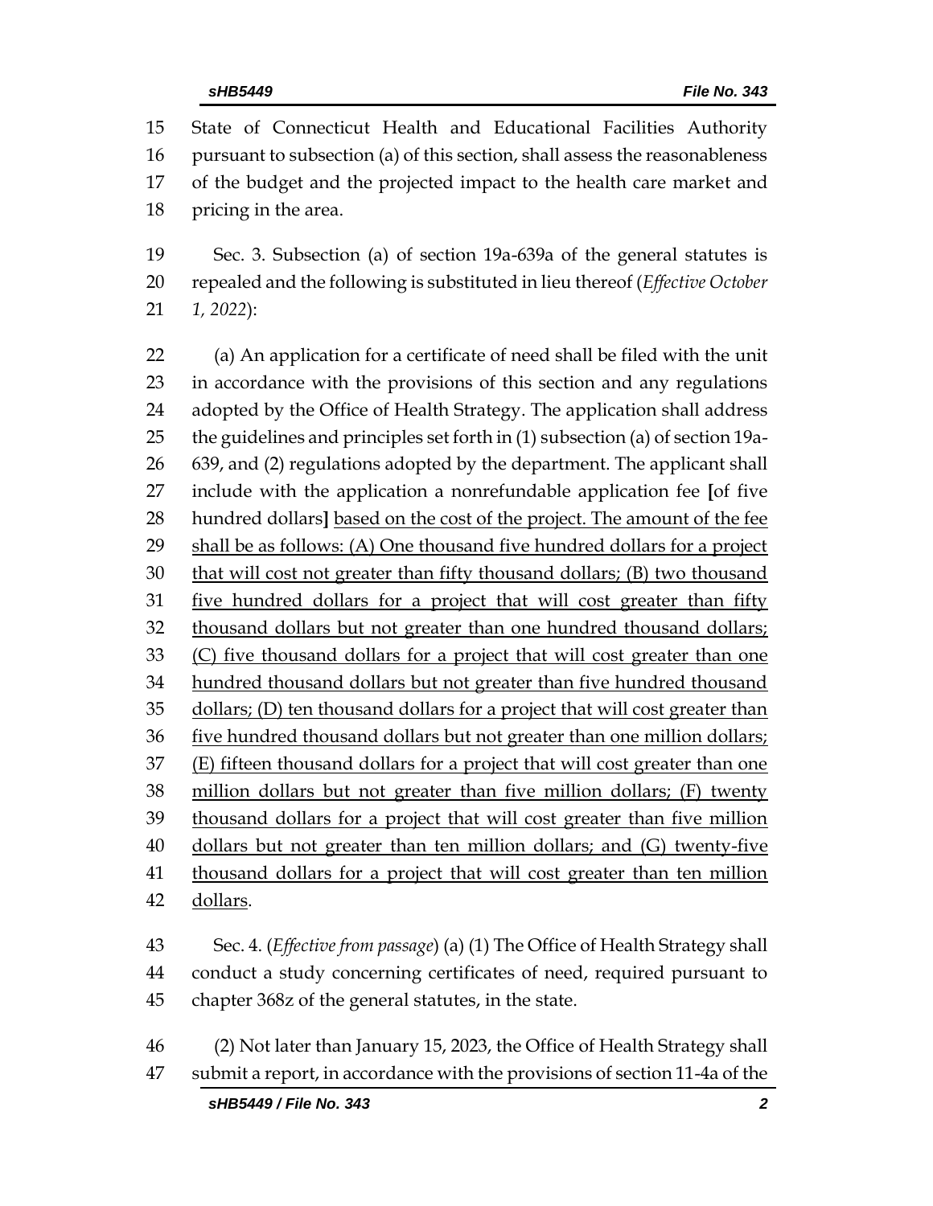State of Connecticut Health and Educational Facilities Authority pursuant to subsection (a) of this section, shall assess the reasonableness of the budget and the projected impact to the health care market and pricing in the area.

Sec. 3. Subsection (a) of section 19a-639a of the general statutes is repealed and the following is substituted in lieu thereof (*Effective October 1, 2022*):

(a) An application for a certificate of need shall be filed with the unit in accordance with the provisions of this section and any regulations adopted by the Office of Health Strategy. The application shall address the guidelines and principles set forth in (1) subsection (a) of section 19a-639, and (2) regulations adopted by the department. The applicant shall include with the application a nonrefundable application fee **[**of five hundred dollars**]** <u>based on the cost of the project. The amount of the fee shall be as follows: (A) One thousand five hundred dollars for a project that will cost not greater than fifty thousand dollars; (B) two thousand five hundred dollars for a project that will cost greater than fifty thousand dollars but not greater than one hundred thousand dollars; (C) five thousand dollars for a project that will cost greater than one hundred thousand dollars but not greater than five hundred thousand dollars; (D) ten thousand dollars for a project that will cost greater than five hundred thousand dollars but not greater than one million dollars; (E) fifteen thousand dollars for a project that will cost greater than one million dollars but not greater than five million dollars; (F) twenty thousand dollars for a project that will cost greater than five million dollars but not greater than ten million dollars; and (G) twenty-five thousand dollars for a project that will cost greater than ten million dollars</u>.

Sec. 4. (*Effective from passage*) (a) (1) The Office of Health Strategy shall conduct a study concerning certificates of need, required pursuant to chapter 368z of the general statutes, in the state.

(2) Not later than January 15, 2023, the Office of Health Strategy shall submit a report, in accordance with the provisions of section 11-4a of the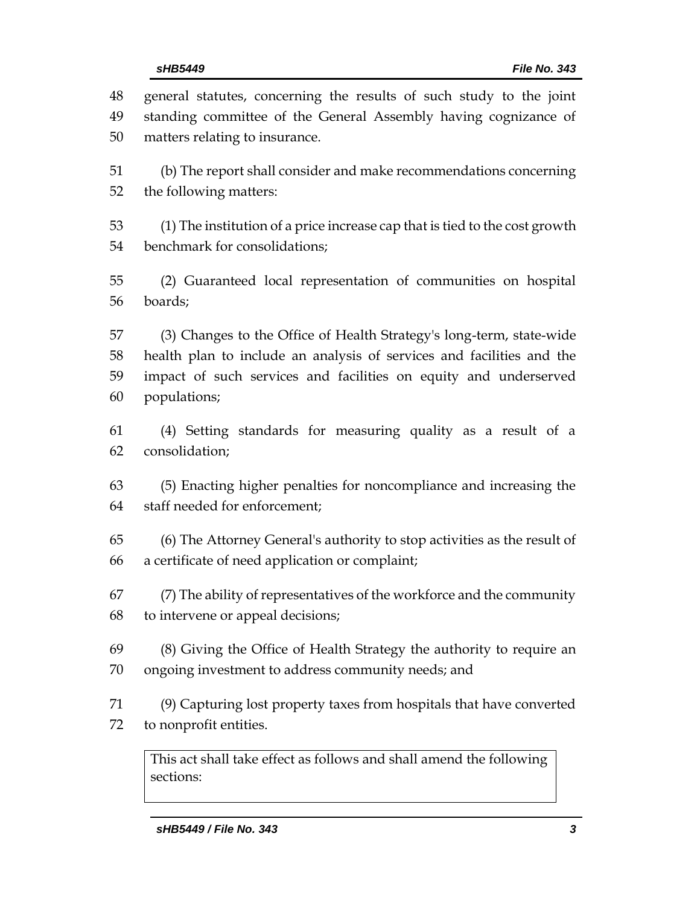general statutes, concerning the results of such study to the joint standing committee of the General Assembly having cognizance of matters relating to insurance.

(b) The report shall consider and make recommendations concerning the following matters:

(1) The institution of a price increase cap that is tied to the cost growth benchmark for consolidations;

(2) Guaranteed local representation of communities on hospital boards;

(3) Changes to the Office of Health Strategy's long-term, state-wide health plan to include an analysis of services and facilities and the impact of such services and facilities on equity and underserved populations;

(4) Setting standards for measuring quality as a result of a consolidation;

(5) Enacting higher penalties for noncompliance and increasing the staff needed for enforcement;

(6) The Attorney General's authority to stop activities as the result of a certificate of need application or complaint;

(7) The ability of representatives of the workforce and the community to intervene or appeal decisions;

(8) Giving the Office of Health Strategy the authority to require an ongoing investment to address community needs; and

(9) Capturing lost property taxes from hospitals that have converted to nonprofit entities.

| This act shall take effect as follows and shall amend the following sections: |
| --- |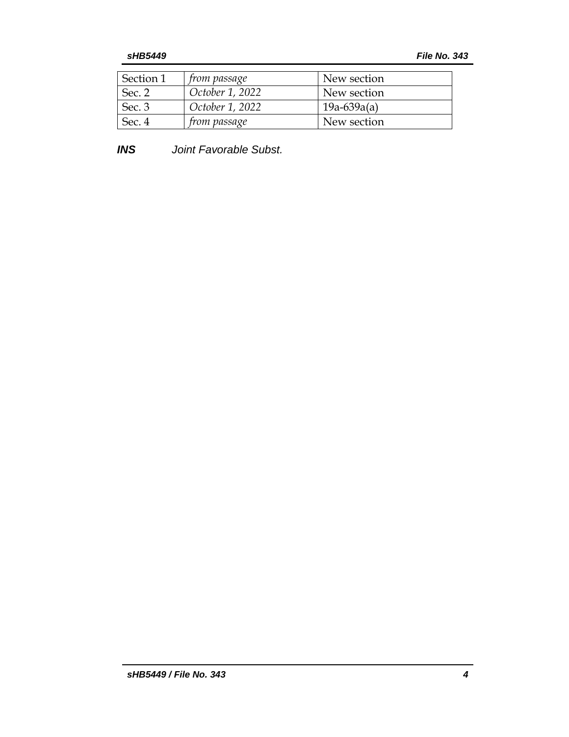| Section 1 | *from passage* | New section |
| --- | --- | --- |
| Sec. 2 | *October 1, 2022* | New section |
| Sec. 3 | *October 1, 2022* | 19a-639a(a) |
| Sec. 4 | *from passage* | New section |

***INS*** *Joint Favorable Subst.*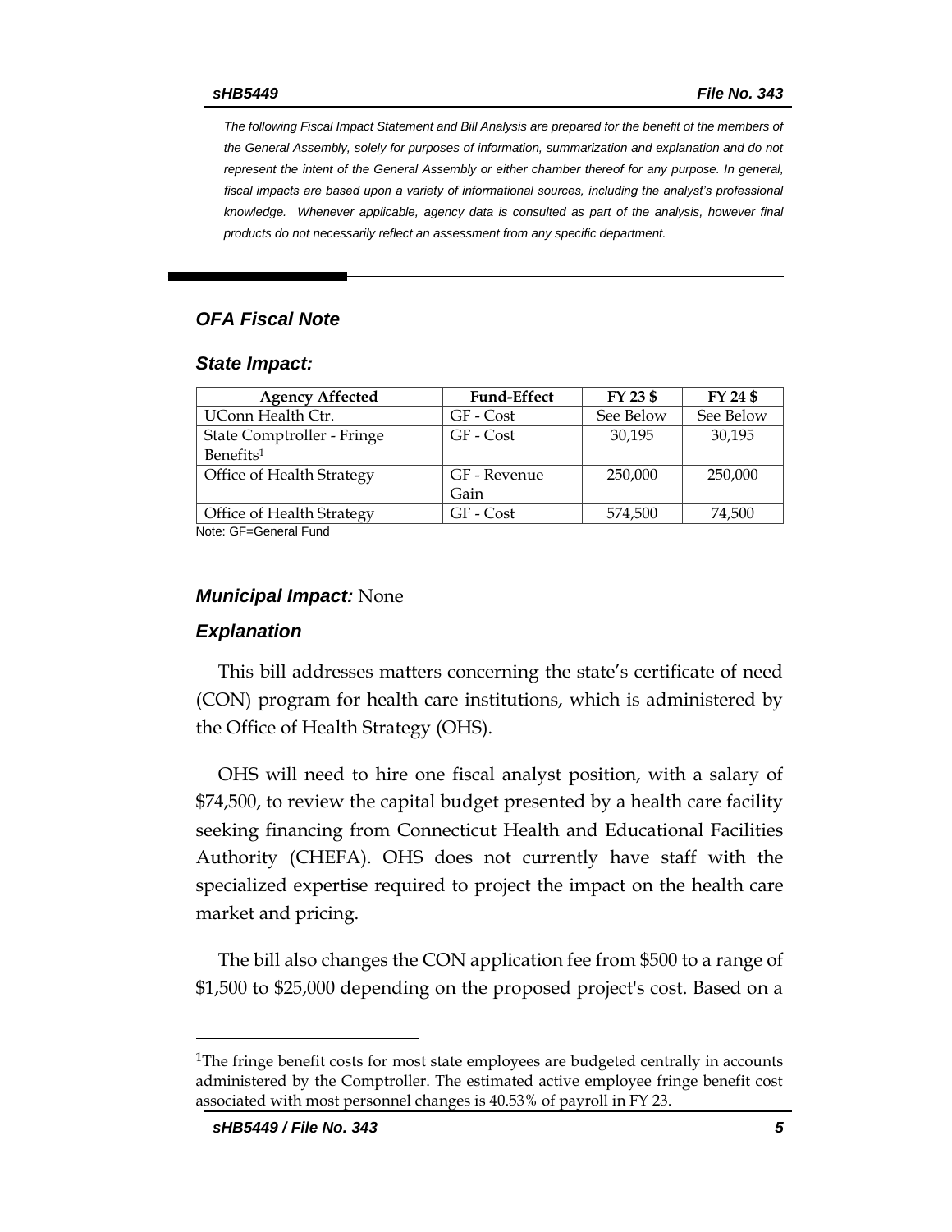*The following Fiscal Impact Statement and Bill Analysis are prepared for the benefit of the members of the General Assembly, solely for purposes of information, summarization and explanation and do not represent the intent of the General Assembly or either chamber thereof for any purpose. In general, fiscal impacts are based upon a variety of informational sources, including the analyst's professional knowledge. Whenever applicable, agency data is consulted as part of the analysis, however final products do not necessarily reflect an assessment from any specific department.*

## *OFA Fiscal Note*

### *State Impact:*

| Agency Affected | Fund-Effect | FY 23 $ | FY 24 $ |
|---|---|---|---|
| UConn Health Ctr. | GF - Cost | See Below | See Below |
| State Comptroller - Fringe Benefits[1] | GF - Cost | 30,195 | 30,195 |
| Office of Health Strategy | GF - Revenue Gain | 250,000 | 250,000 |
| Office of Health Strategy | GF - Cost | 574,500 | 74,500 |

Note: GF=General Fund

### *Municipal Impact:* None

### *Explanation*

This bill addresses matters concerning the state's certificate of need (CON) program for health care institutions, which is administered by the Office of Health Strategy (OHS).

OHS will need to hire one fiscal analyst position, with a salary of $74,500, to review the capital budget presented by a health care facility seeking financing from Connecticut Health and Educational Facilities Authority (CHEFA). OHS does not currently have staff with the specialized expertise required to project the impact on the health care market and pricing.

The bill also changes the CON application fee from $500 to a range of $1,500 to $25,000 depending on the proposed project's cost. Based on a

[1]The fringe benefit costs for most state employees are budgeted centrally in accounts administered by the Comptroller. The estimated active employee fringe benefit cost associated with most personnel changes is 40.53% of payroll in FY 23.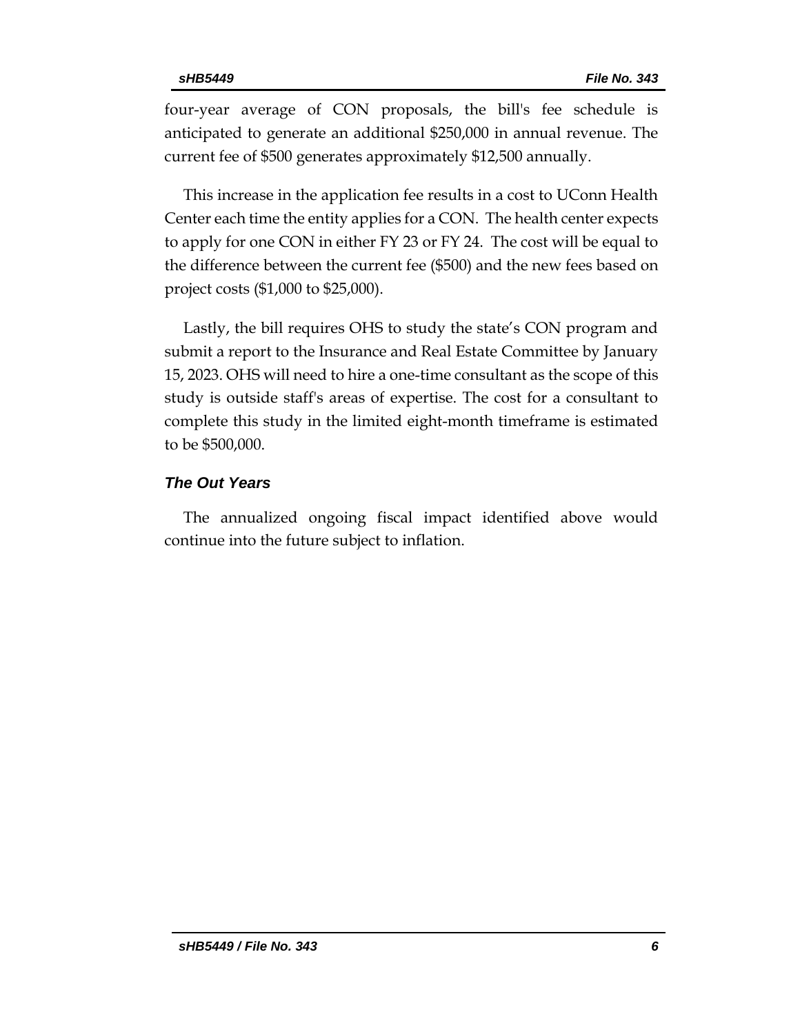four-year average of CON proposals, the bill's fee schedule is anticipated to generate an additional $250,000 in annual revenue. The current fee of $500 generates approximately $12,500 annually.

This increase in the application fee results in a cost to UConn Health Center each time the entity applies for a CON. The health center expects to apply for one CON in either FY 23 or FY 24. The cost will be equal to the difference between the current fee ($500) and the new fees based on project costs ($1,000 to $25,000).

Lastly, the bill requires OHS to study the state's CON program and submit a report to the Insurance and Real Estate Committee by January 15, 2023. OHS will need to hire a one-time consultant as the scope of this study is outside staff's areas of expertise. The cost for a consultant to complete this study in the limited eight-month timeframe is estimated to be $500,000.

### *The Out Years*

The annualized ongoing fiscal impact identified above would continue into the future subject to inflation.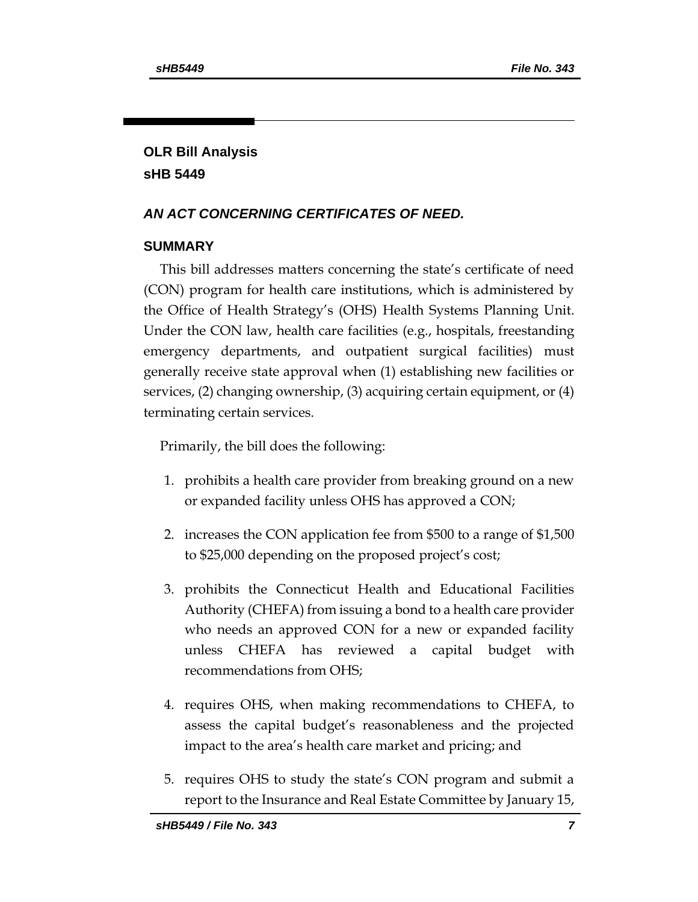## OLR Bill Analysis
## sHB 5449

### *AN ACT CONCERNING CERTIFICATES OF NEED.*

### SUMMARY

This bill addresses matters concerning the state's certificate of need (CON) program for health care institutions, which is administered by the Office of Health Strategy's (OHS) Health Systems Planning Unit. Under the CON law, health care facilities (e.g., hospitals, freestanding emergency departments, and outpatient surgical facilities) must generally receive state approval when (1) establishing new facilities or services, (2) changing ownership, (3) acquiring certain equipment, or (4) terminating certain services.

Primarily, the bill does the following:

1. prohibits a health care provider from breaking ground on a new or expanded facility unless OHS has approved a CON;
2. increases the CON application fee from $500 to a range of $1,500 to $25,000 depending on the proposed project's cost;
3. prohibits the Connecticut Health and Educational Facilities Authority (CHEFA) from issuing a bond to a health care provider who needs an approved CON for a new or expanded facility unless CHEFA has reviewed a capital budget with recommendations from OHS;
4. requires OHS, when making recommendations to CHEFA, to assess the capital budget's reasonableness and the projected impact to the area's health care market and pricing; and
5. requires OHS to study the state's CON program and submit a report to the Insurance and Real Estate Committee by January 15,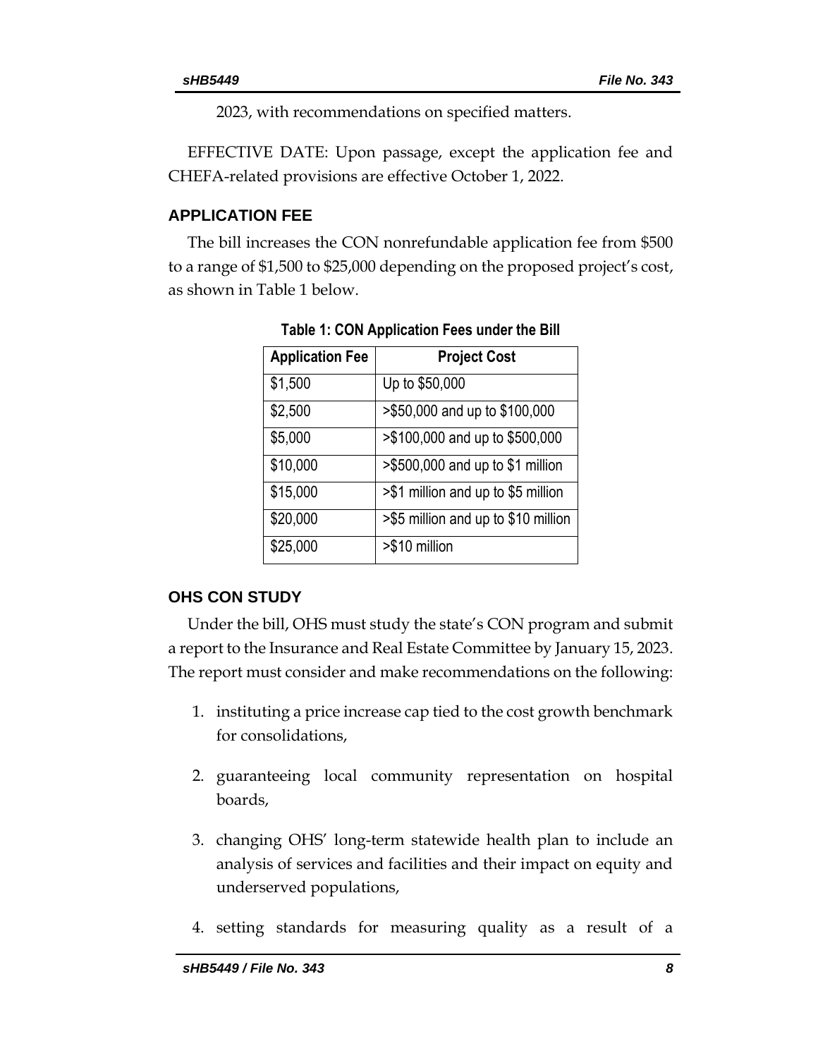2023, with recommendations on specified matters.

EFFECTIVE DATE: Upon passage, except the application fee and CHEFA-related provisions are effective October 1, 2022.

## APPLICATION FEE

The bill increases the CON nonrefundable application fee from $500 to a range of $1,500 to $25,000 depending on the proposed project's cost, as shown in Table 1 below.

**Table 1: CON Application Fees under the Bill**

| Application Fee | Project Cost |
|---|---|
| $1,500 | Up to $50,000 |
| $2,500 | >$50,000 and up to $100,000 |
| $5,000 | >$100,000 and up to $500,000 |
| $10,000 | >$500,000 and up to $1 million |
| $15,000 | >$1 million and up to $5 million |
| $20,000 | >$5 million and up to $10 million |
| $25,000 | >$10 million |

## OHS CON STUDY

Under the bill, OHS must study the state's CON program and submit a report to the Insurance and Real Estate Committee by January 15, 2023. The report must consider and make recommendations on the following:

1. instituting a price increase cap tied to the cost growth benchmark for consolidations,
2. guaranteeing local community representation on hospital boards,
3. changing OHS' long-term statewide health plan to include an analysis of services and facilities and their impact on equity and underserved populations,
4. setting standards for measuring quality as a result of a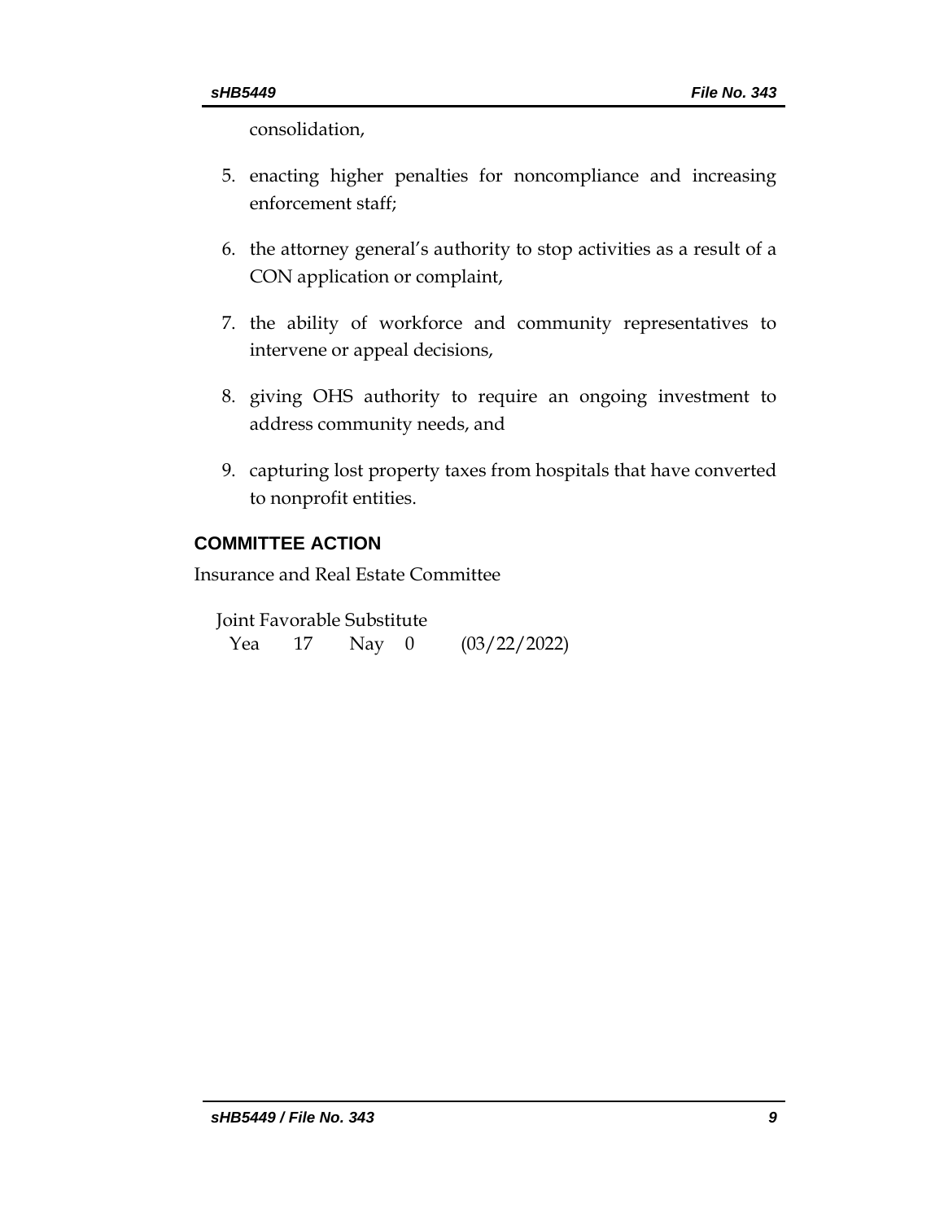consolidation,

5. enacting higher penalties for noncompliance and increasing enforcement staff;
6. the attorney general's authority to stop activities as a result of a CON application or complaint,
7. the ability of workforce and community representatives to intervene or appeal decisions,
8. giving OHS authority to require an ongoing investment to address community needs, and
9. capturing lost property taxes from hospitals that have converted to nonprofit entities.

## COMMITTEE ACTION

Insurance and Real Estate Committee

Joint Favorable Substitute
Yea 17 Nay 0 (03/22/2022)